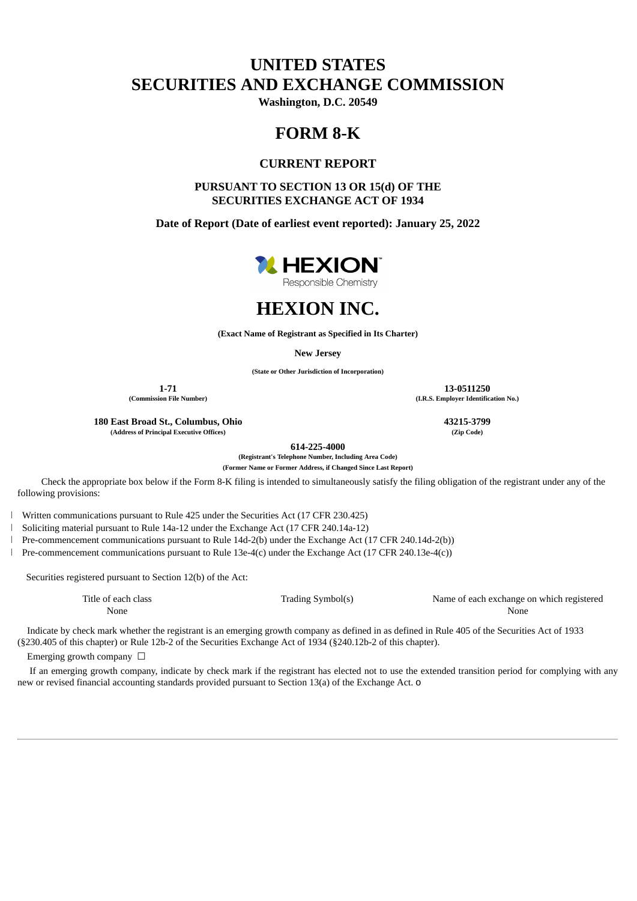# UNITED STATES
# SECURITIES AND EXCHANGE COMMISSION

**Washington, D.C. 20549**

# FORM 8-K

## CURRENT REPORT

### PURSUANT TO SECTION 13 OR 15(d) OF THE SECURITIES EXCHANGE ACT OF 1934

**Date of Report (Date of earliest event reported): January 25, 2022**

HEXION
Responsible Chemistry

# HEXION INC.

**(Exact Name of Registrant as Specified in Its Charter)**

**New Jersey**

**(State or Other Jurisdiction of Incorporation)**

| **1-71** | **13-0511250** |
|---|---|
| **(Commission File Number)** | **(I.R.S. Employer Identification No.)** |

| **180 East Broad St., Columbus, Ohio** | **43215-3799** |
|---|---|
| **(Address of Principal Executive Offices)** | **(Zip Code)** |

**614-225-4000**

**(Registrant's Telephone Number, Including Area Code)**

**(Former Name or Former Address, if Changed Since Last Report)**

Check the appropriate box below if the Form 8-K filing is intended to simultaneously satisfy the filing obligation of the registrant under any of the following provisions:

- Written communications pursuant to Rule 425 under the Securities Act (17 CFR 230.425)
- Soliciting material pursuant to Rule 14a-12 under the Exchange Act (17 CFR 240.14a-12)
- Pre-commencement communications pursuant to Rule 14d-2(b) under the Exchange Act (17 CFR 240.14d-2(b))
- Pre-commencement communications pursuant to Rule 13e-4(c) under the Exchange Act (17 CFR 240.13e-4(c))

Securities registered pursuant to Section 12(b) of the Act:

| Title of each class | Trading Symbol(s) | Name of each exchange on which registered |
|---|---|---|
| None | | None |

Indicate by check mark whether the registrant is an emerging growth company as defined in as defined in Rule 405 of the Securities Act of 1933 (§230.405 of this chapter) or Rule 12b-2 of the Securities Exchange Act of 1934 (§240.12b-2 of this chapter).

Emerging growth company ☐

If an emerging growth company, indicate by check mark if the registrant has elected not to use the extended transition period for complying with any new or revised financial accounting standards provided pursuant to Section 13(a) of the Exchange Act. o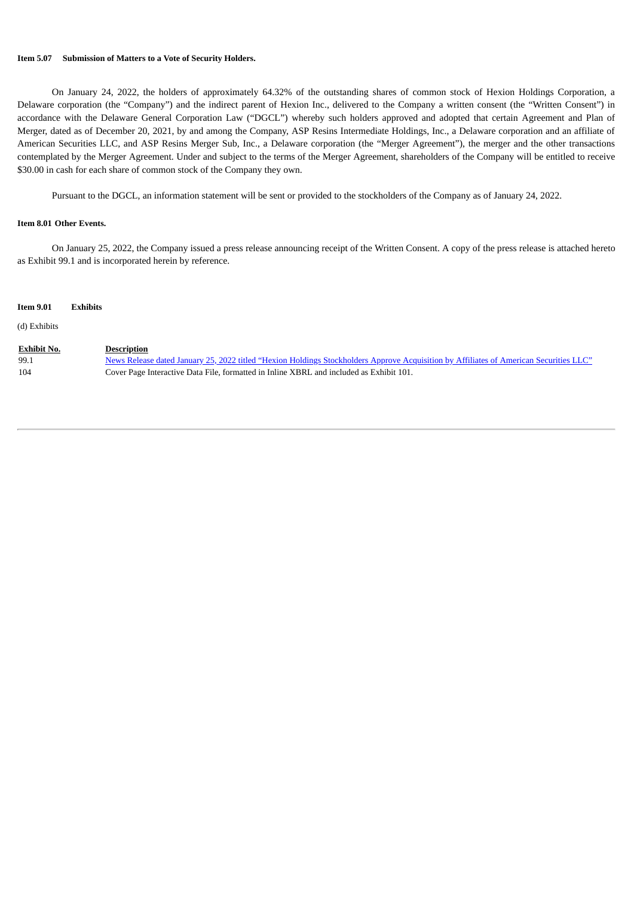**Item 5.07 Submission of Matters to a Vote of Security Holders.**

On January 24, 2022, the holders of approximately 64.32% of the outstanding shares of common stock of Hexion Holdings Corporation, a Delaware corporation (the "Company") and the indirect parent of Hexion Inc., delivered to the Company a written consent (the "Written Consent") in accordance with the Delaware General Corporation Law ("DGCL") whereby such holders approved and adopted that certain Agreement and Plan of Merger, dated as of December 20, 2021, by and among the Company, ASP Resins Intermediate Holdings, Inc., a Delaware corporation and an affiliate of American Securities LLC, and ASP Resins Merger Sub, Inc., a Delaware corporation (the "Merger Agreement"), the merger and the other transactions contemplated by the Merger Agreement. Under and subject to the terms of the Merger Agreement, shareholders of the Company will be entitled to receive $30.00 in cash for each share of common stock of the Company they own.

Pursuant to the DGCL, an information statement will be sent or provided to the stockholders of the Company as of January 24, 2022.

**Item 8.01 Other Events.**

On January 25, 2022, the Company issued a press release announcing receipt of the Written Consent. A copy of the press release is attached hereto as Exhibit 99.1 and is incorporated herein by reference.

**Item 9.01 Exhibits**

(d) Exhibits

| Exhibit No. | Description |
|---|---|
| 99.1 | News Release dated January 25, 2022 titled "Hexion Holdings Stockholders Approve Acquisition by Affiliates of American Securities LLC" |
| 104 | Cover Page Interactive Data File, formatted in Inline XBRL and included as Exhibit 101. |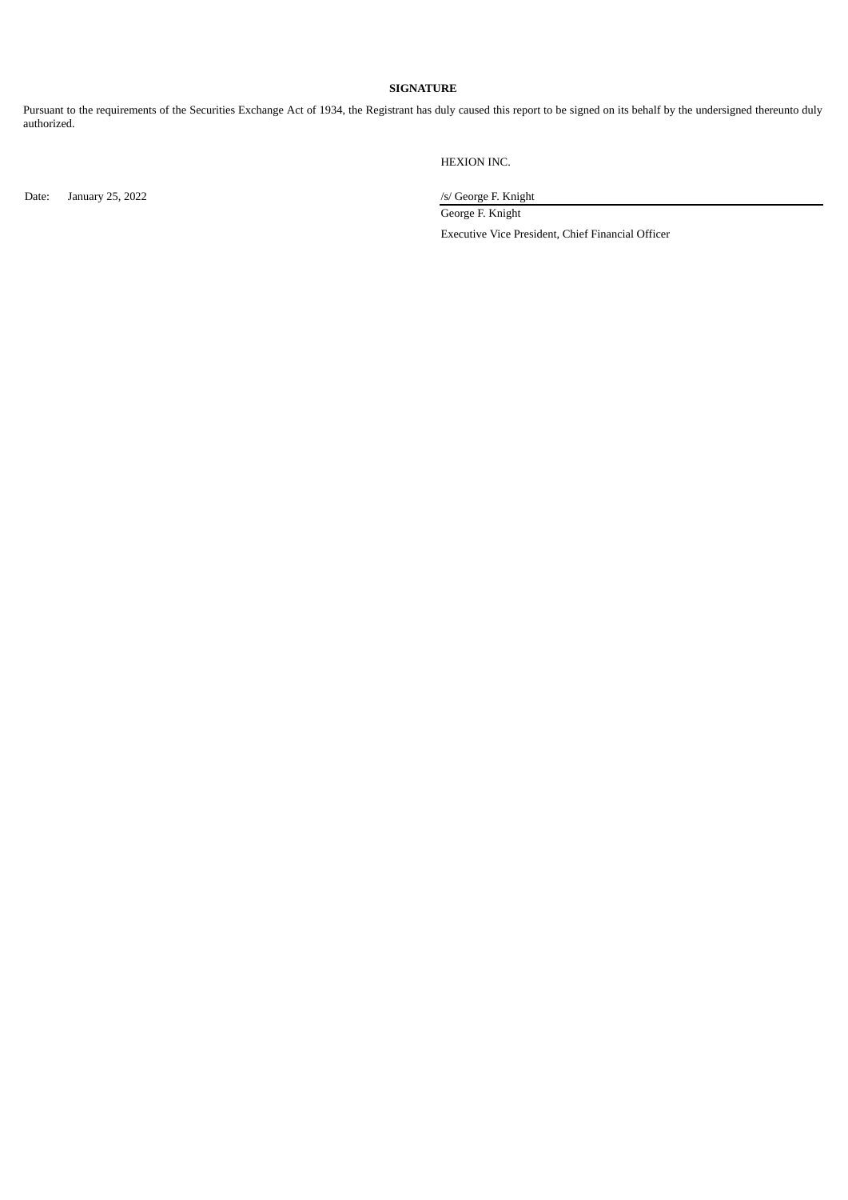**SIGNATURE**

Pursuant to the requirements of the Securities Exchange Act of 1934, the Registrant has duly caused this report to be signed on its behalf by the undersigned thereunto duly authorized.

HEXION INC.

Date: January 25, 2022

/s/ George F. Knight

George F. Knight

Executive Vice President, Chief Financial Officer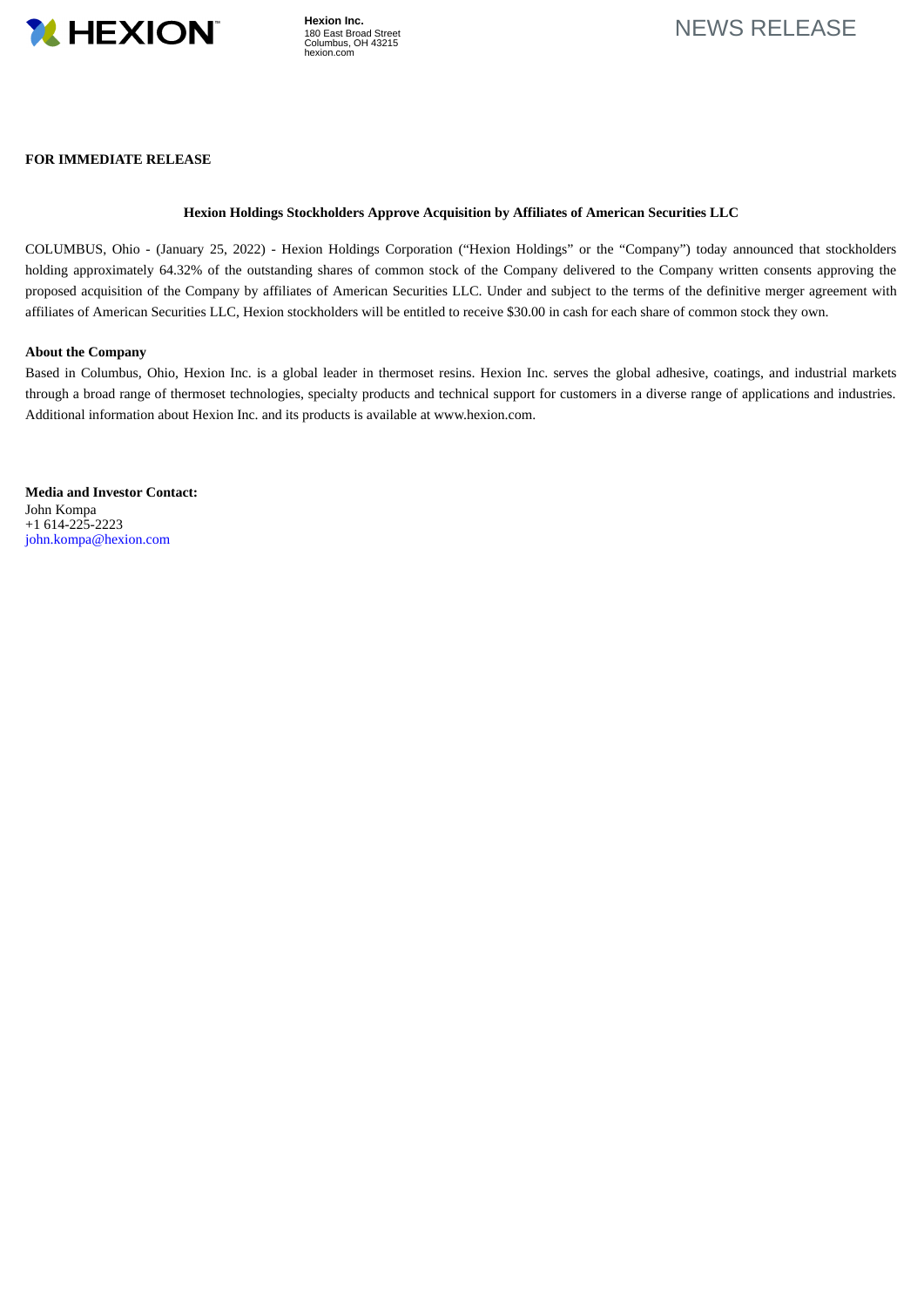**Hexion Inc.**
180 East Broad Street
Columbus, OH 43215
hexion.com

NEWS RELEASE

**FOR IMMEDIATE RELEASE**

**Hexion Holdings Stockholders Approve Acquisition by Affiliates of American Securities LLC**

COLUMBUS, Ohio - (January 25, 2022) - Hexion Holdings Corporation ("Hexion Holdings" or the "Company") today announced that stockholders holding approximately 64.32% of the outstanding shares of common stock of the Company delivered to the Company written consents approving the proposed acquisition of the Company by affiliates of American Securities LLC. Under and subject to the terms of the definitive merger agreement with affiliates of American Securities LLC, Hexion stockholders will be entitled to receive $30.00 in cash for each share of common stock they own.

**About the Company**

Based in Columbus, Ohio, Hexion Inc. is a global leader in thermoset resins. Hexion Inc. serves the global adhesive, coatings, and industrial markets through a broad range of thermoset technologies, specialty products and technical support for customers in a diverse range of applications and industries. Additional information about Hexion Inc. and its products is available at www.hexion.com.

**Media and Investor Contact:**
John Kompa
+1 614-225-2223
john.kompa@hexion.com